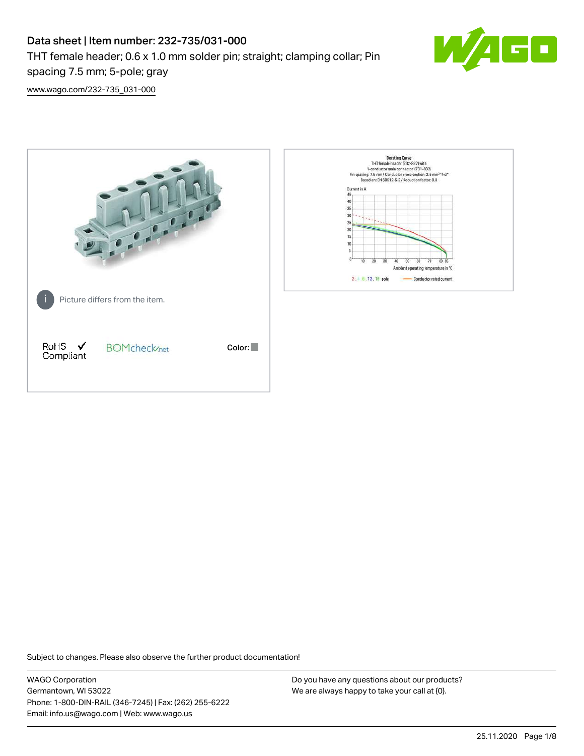# Data sheet | Item number: 232-735/031-000

THT female header; 0.6 x 1.0 mm solder pin; straight; clamping collar; Pin spacing 7.5 mm; 5-pole; gray

www.wago.com/232-735_031-000

Picture differs from the item.

RoHS ✓ Compliant

BOMcheck.net

Color:

Derating Curve
THT female header (232-832) with
1-conductor male connector (731-602)
Pin spacing: 7.5 mm / Conductor cross-section: 2.5 mm² "f-st"
Based on: EN 60512-5-2 / Reduction factor: 0.8

Current in A

Ambient operating temperature in °C

2-, 4-, 6-, 12-, 15- pole — Conductor rated current

Subject to changes. Please also observe the further product documentation!

WAGO Corporation
Germantown, WI 53022
Phone: 1-800-DIN-RAIL (346-7245) | Fax: (262) 255-6222
Email: info.us@wago.com | Web: www.wago.us

Do you have any questions about our products?
We are always happy to take your call at {0}.

25.11.2020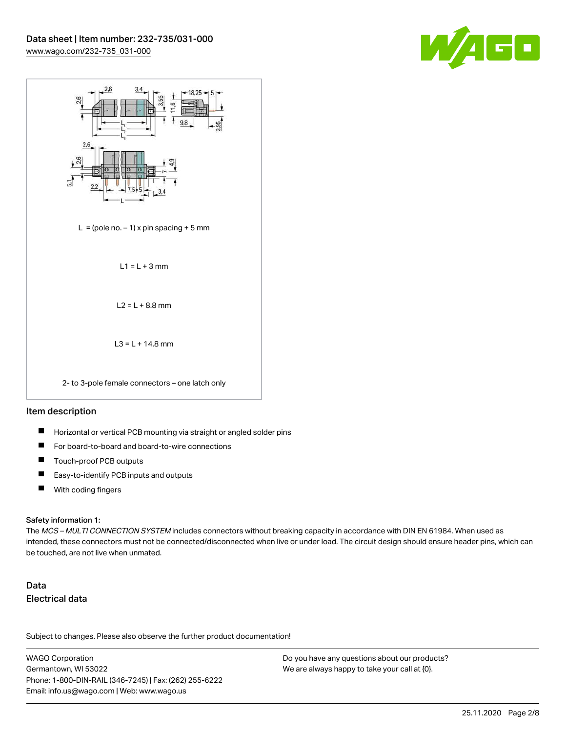L = (pole no. – 1) x pin spacing + 5 mm

L1 = L + 3 mm

L2 = L + 8.8 mm

L3 = L + 14.8 mm

2- to 3-pole female connectors – one latch only

## Item description

- Horizontal or vertical PCB mounting via straight or angled solder pins
- For board-to-board and board-to-wire connections
- Touch-proof PCB outputs
- Easy-to-identify PCB inputs and outputs
- With coding fingers

**Safety information 1:**

The *MCS – MULTI CONNECTION SYSTEM* includes connectors without breaking capacity in accordance with DIN EN 61984. When used as intended, these connectors must not be connected/disconnected when live or under load. The circuit design should ensure header pins, which can be touched, are not live when unmated.

## Data

### Electrical data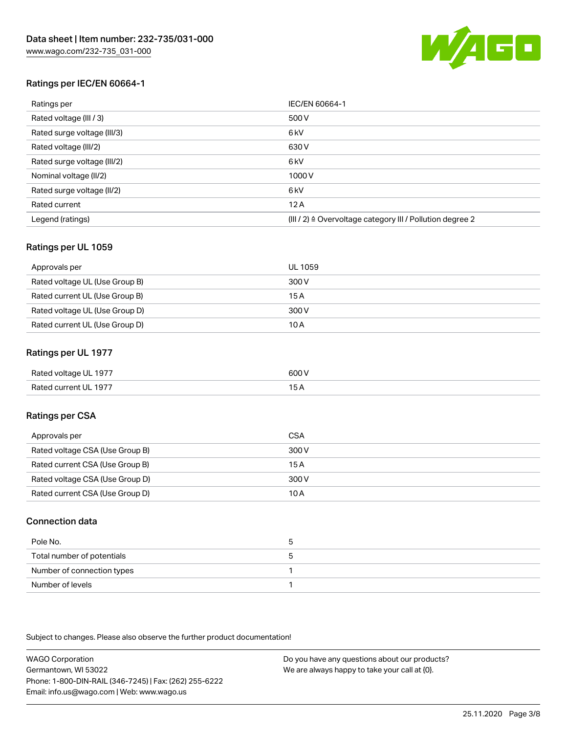## Ratings per IEC/EN 60664-1

| Ratings per | IEC/EN 60664-1 |
| --- | --- |
| Rated voltage (III / 3) | 500 V |
| Rated surge voltage (III/3) | 6 kV |
| Rated voltage (III/2) | 630 V |
| Rated surge voltage (III/2) | 6 kV |
| Nominal voltage (II/2) | 1000 V |
| Rated surge voltage (II/2) | 6 kV |
| Rated current | 12 A |
| Legend (ratings) | (III / 2) ≙ Overvoltage category III / Pollution degree 2 |

## Ratings per UL 1059

| Approvals per | UL 1059 |
| --- | --- |
| Rated voltage UL (Use Group B) | 300 V |
| Rated current UL (Use Group B) | 15 A |
| Rated voltage UL (Use Group D) | 300 V |
| Rated current UL (Use Group D) | 10 A |

## Ratings per UL 1977

| Rated voltage UL 1977 | 600 V |
| --- | --- |
| Rated current UL 1977 | 15 A |

## Ratings per CSA

| Approvals per | CSA |
| --- | --- |
| Rated voltage CSA (Use Group B) | 300 V |
| Rated current CSA (Use Group B) | 15 A |
| Rated voltage CSA (Use Group D) | 300 V |
| Rated current CSA (Use Group D) | 10 A |

## Connection data

| Pole No. | 5 |
| --- | --- |
| Total number of potentials | 5 |
| Number of connection types | 1 |
| Number of levels | 1 |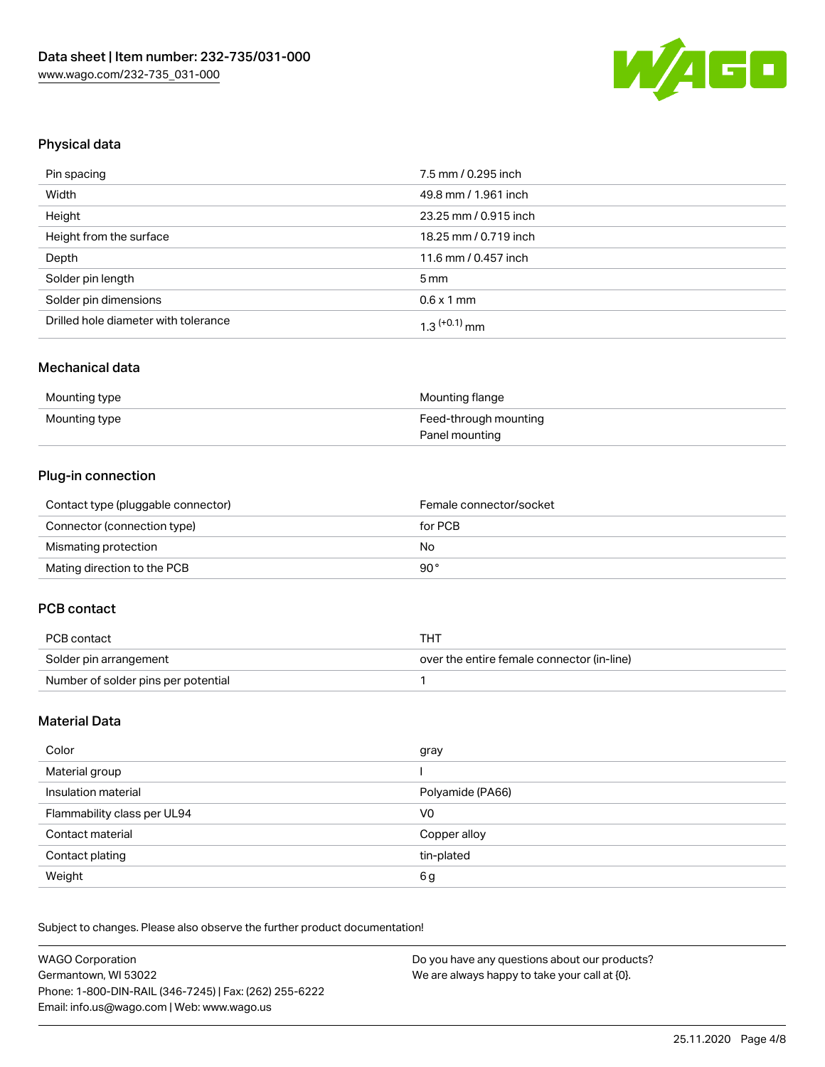## Physical data

| | |
|---|---|
| Pin spacing | 7.5 mm / 0.295 inch |
| Width | 49.8 mm / 1.961 inch |
| Height | 23.25 mm / 0.915 inch |
| Height from the surface | 18.25 mm / 0.719 inch |
| Depth | 11.6 mm / 0.457 inch |
| Solder pin length | 5 mm |
| Solder pin dimensions | 0.6 x 1 mm |
| Drilled hole diameter with tolerance | $1.3^{(+0.1)}$ mm |

## Mechanical data

| | |
|---|---|
| Mounting type | Mounting flange |
| Mounting type | Feed-through mounting<br>Panel mounting |

## Plug-in connection

| | |
|---|---|
| Contact type (pluggable connector) | Female connector/socket |
| Connector (connection type) | for PCB |
| Mismating protection | No |
| Mating direction to the PCB | 90 ° |

## PCB contact

| | |
|---|---|
| PCB contact | THT |
| Solder pin arrangement | over the entire female connector (in-line) |
| Number of solder pins per potential | 1 |

## Material Data

| | |
|---|---|
| Color | gray |
| Material group | I |
| Insulation material | Polyamide (PA66) |
| Flammability class per UL94 | V0 |
| Contact material | Copper alloy |
| Contact plating | tin-plated |
| Weight | 6 g |

Subject to changes. Please also observe the further product documentation!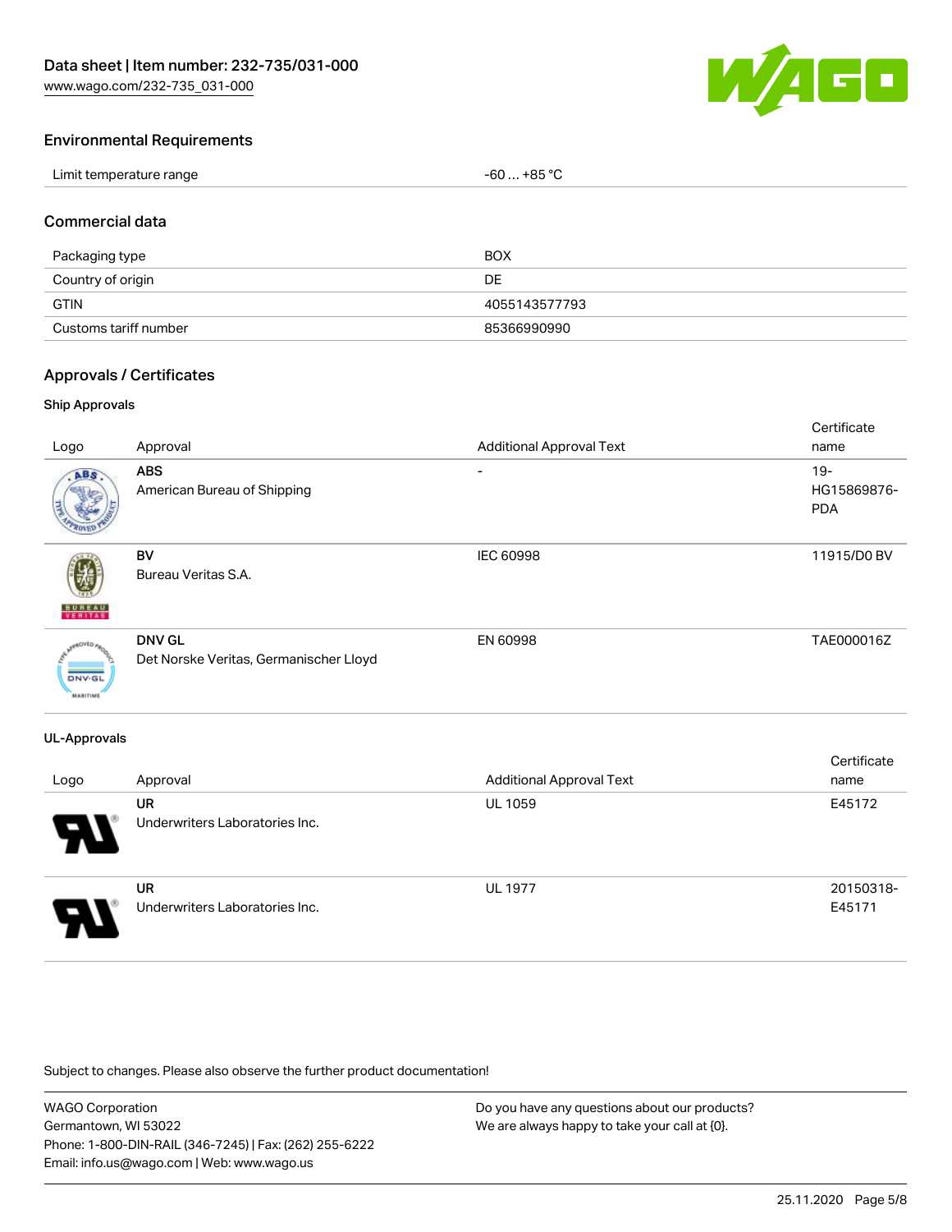## Environmental Requirements

| Limit temperature range | -60 … +85 °C |
| --- | --- |

## Commercial data

| Packaging type | BOX |
| --- | --- |
| Country of origin | DE |
| GTIN | 4055143577793 |
| Customs tariff number | 85366990990 |

## Approvals / Certificates

### Ship Approvals

| Logo | Approval | Additional Approval Text | Certificate name |
| --- | --- | --- | --- |
| | **ABS**<br>American Bureau of Shipping | - | 19-HG15869876-PDA |
| | **BV**<br>Bureau Veritas S.A. | IEC 60998 | 11915/D0 BV |
| | **DNV GL**<br>Det Norske Veritas, Germanischer Lloyd | EN 60998 | TAE000016Z |

### UL-Approvals

| Logo | Approval | Additional Approval Text | Certificate name |
| --- | --- | --- | --- |
| | **UR**<br>Underwriters Laboratories Inc. | UL 1059 | E45172 |
| | **UR**<br>Underwriters Laboratories Inc. | UL 1977 | 20150318-E45171 |

Subject to changes. Please also observe the further product documentation!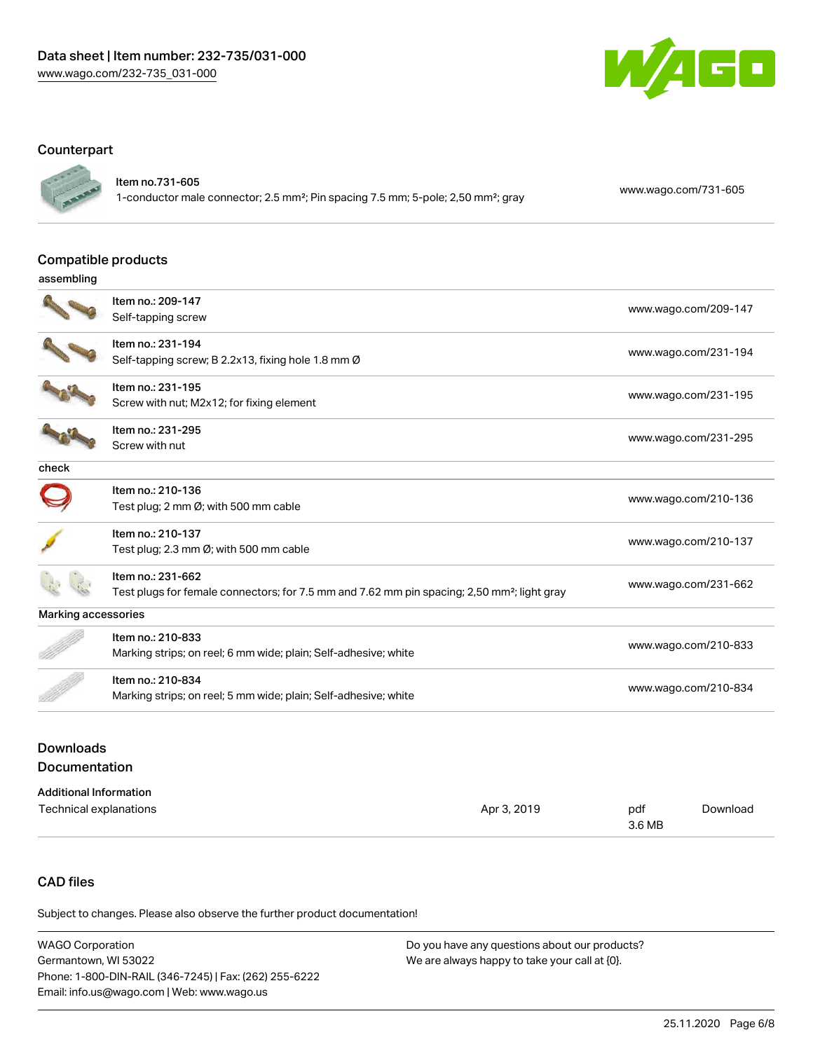## Counterpart

| Item | Link |
|---|---|
| Item no.731-605<br>1-conductor male connector; 2.5 mm²; Pin spacing 7.5 mm; 5-pole; 2,50 mm²; gray | www.wago.com/731-605 |

## Compatible products

| assembling | |
|---|---|
| Item no.: 209-147<br>Self-tapping screw | www.wago.com/209-147 |
| Item no.: 231-194<br>Self-tapping screw; B 2.2x13, fixing hole 1.8 mm Ø | www.wago.com/231-194 |
| Item no.: 231-195<br>Screw with nut; M2x12; for fixing element | www.wago.com/231-195 |
| Item no.: 231-295<br>Screw with nut | www.wago.com/231-295 |
| **check** | |
| Item no.: 210-136<br>Test plug; 2 mm Ø; with 500 mm cable | www.wago.com/210-136 |
| Item no.: 210-137<br>Test plug; 2.3 mm Ø; with 500 mm cable | www.wago.com/210-137 |
| Item no.: 231-662<br>Test plugs for female connectors; for 7.5 mm and 7.62 mm pin spacing; 2,50 mm²; light gray | www.wago.com/231-662 |
| **Marking accessories** | |
| Item no.: 210-833<br>Marking strips; on reel; 6 mm wide; plain; Self-adhesive; white | www.wago.com/210-833 |
| Item no.: 210-834<br>Marking strips; on reel; 5 mm wide; plain; Self-adhesive; white | www.wago.com/210-834 |

## Downloads
### Documentation

**Additional Information**

| Technical explanations | Apr 3, 2019 | pdf<br>3.6 MB | Download |
|---|---|---|---|

## CAD files

Subject to changes. Please also observe the further product documentation!

WAGO Corporation
Germantown, WI 53022
Phone: 1-800-DIN-RAIL (346-7245) | Fax: (262) 255-6222
Email: info.us@wago.com | Web: www.wago.us

Do you have any questions about our products?
We are always happy to take your call at {0}.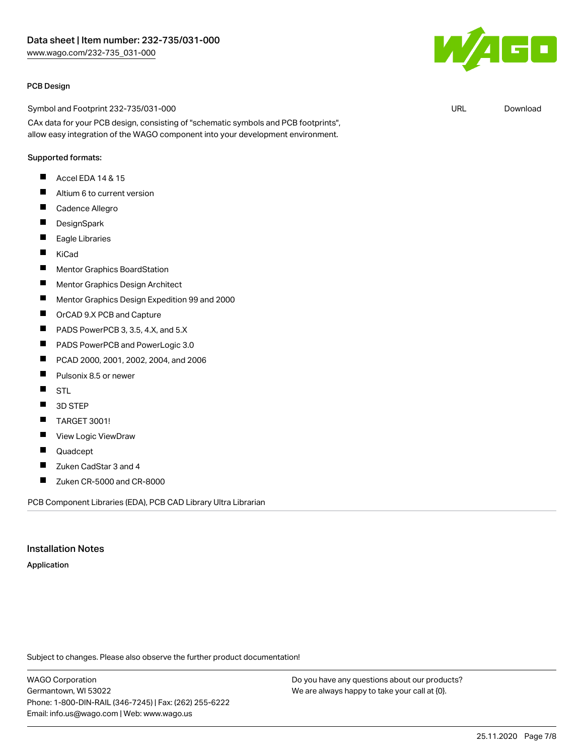#### PCB Design

Symbol and Footprint 232-735/031-000 URL Download

CAx data for your PCB design, consisting of "schematic symbols and PCB footprints", allow easy integration of the WAGO component into your development environment.

Supported formats:

- Accel EDA 14 & 15
- Altium 6 to current version
- Cadence Allegro
- DesignSpark
- Eagle Libraries
- KiCad
- Mentor Graphics BoardStation
- Mentor Graphics Design Architect
- Mentor Graphics Design Expedition 99 and 2000
- OrCAD 9.X PCB and Capture
- PADS PowerPCB 3, 3.5, 4.X, and 5.X
- PADS PowerPCB and PowerLogic 3.0
- PCAD 2000, 2001, 2002, 2004, and 2006
- Pulsonix 8.5 or newer
- STL
- 3D STEP
- TARGET 3001!
- View Logic ViewDraw
- Quadcept
- Zuken CadStar 3 and 4
- Zuken CR-5000 and CR-8000

PCB Component Libraries (EDA), PCB CAD Library Ultra Librarian

## Installation Notes

#### Application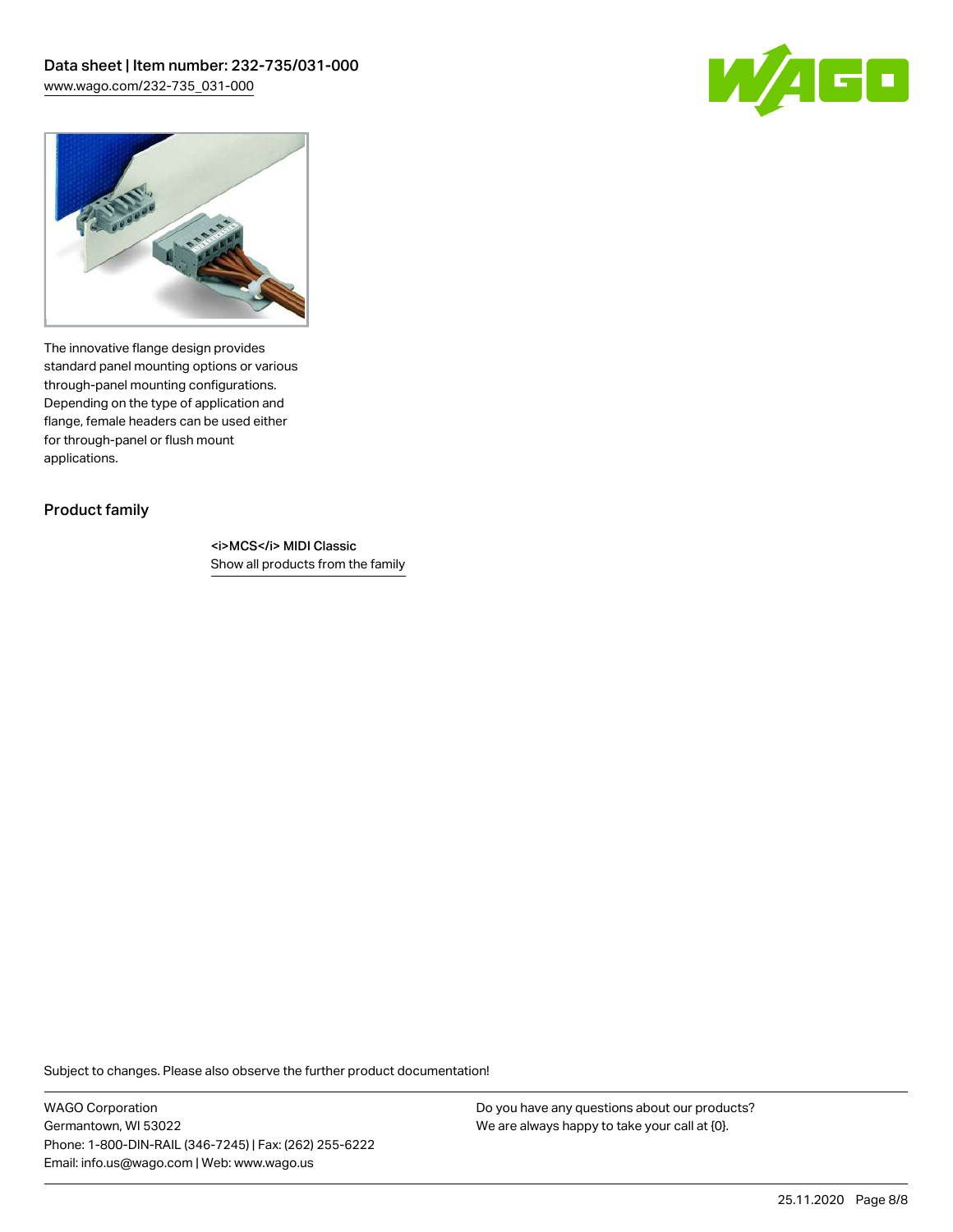The innovative flange design provides standard panel mounting options or various through-panel mounting configurations. Depending on the type of application and flange, female headers can be used either for through-panel or flush mount applications.

## Product family

<i>MCS</i> MIDI Classic
Show all products from the family

Subject to changes. Please also observe the further product documentation!

WAGO Corporation
Germantown, WI 53022
Phone: 1-800-DIN-RAIL (346-7245) | Fax: (262) 255-6222
Email: info.us@wago.com | Web: www.wago.us

Do you have any questions about our products?
We are always happy to take your call at {0}.